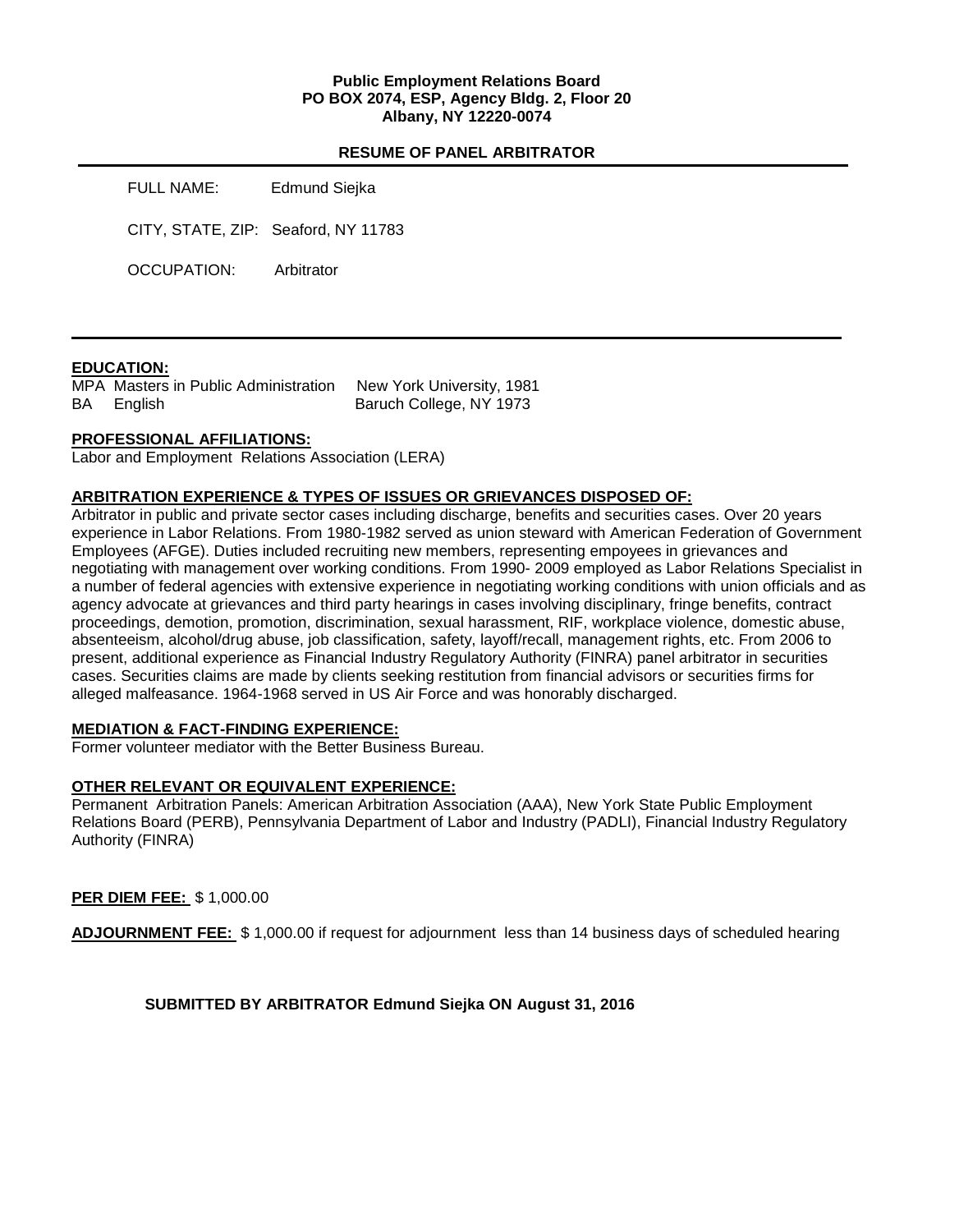**Public Employment Relations Board**
**PO BOX 2074, ESP, Agency Bldg. 2, Floor 20**
**Albany, NY 12220-0074**

## RESUME OF PANEL ARBITRATOR

FULL NAME: Edmund Siejka

CITY, STATE, ZIP: Seaford, NY 11783

OCCUPATION: Arbitrator

---

### EDUCATION:

| | | |
|---|---|---|
| MPA | Masters in Public Administration | New York University, 1981 |
| BA | English | Baruch College, NY 1973 |

### PROFESSIONAL AFFILIATIONS:

Labor and Employment Relations Association (LERA)

### ARBITRATION EXPERIENCE & TYPES OF ISSUES OR GRIEVANCES DISPOSED OF:

Arbitrator in public and private sector cases including discharge, benefits and securities cases. Over 20 years experience in Labor Relations. From 1980-1982 served as union steward with American Federation of Government Employees (AFGE). Duties included recruiting new members, representing empoyees in grievances and negotiating with management over working conditions. From 1990- 2009 employed as Labor Relations Specialist in a number of federal agencies with extensive experience in negotiating working conditions with union officials and as agency advocate at grievances and third party hearings in cases involving disciplinary, fringe benefits, contract proceedings, demotion, promotion, discrimination, sexual harassment, RIF, workplace violence, domestic abuse, absenteeism, alcohol/drug abuse, job classification, safety, layoff/recall, management rights, etc. From 2006 to present, additional experience as Financial Industry Regulatory Authority (FINRA) panel arbitrator in securities cases. Securities claims are made by clients seeking restitution from financial advisors or securities firms for alleged malfeasance. 1964-1968 served in US Air Force and was honorably discharged.

### MEDIATION & FACT-FINDING EXPERIENCE:

Former volunteer mediator with the Better Business Bureau.

### OTHER RELEVANT OR EQUIVALENT EXPERIENCE:

Permanent Arbitration Panels: American Arbitration Association (AAA), New York State Public Employment Relations Board (PERB), Pennsylvania Department of Labor and Industry (PADLI), Financial Industry Regulatory Authority (FINRA)

**PER DIEM FEE:** $ 1,000.00

**ADJOURNMENT FEE:** $ 1,000.00 if request for adjournment less than 14 business days of scheduled hearing

**SUBMITTED BY ARBITRATOR Edmund Siejka ON August 31, 2016**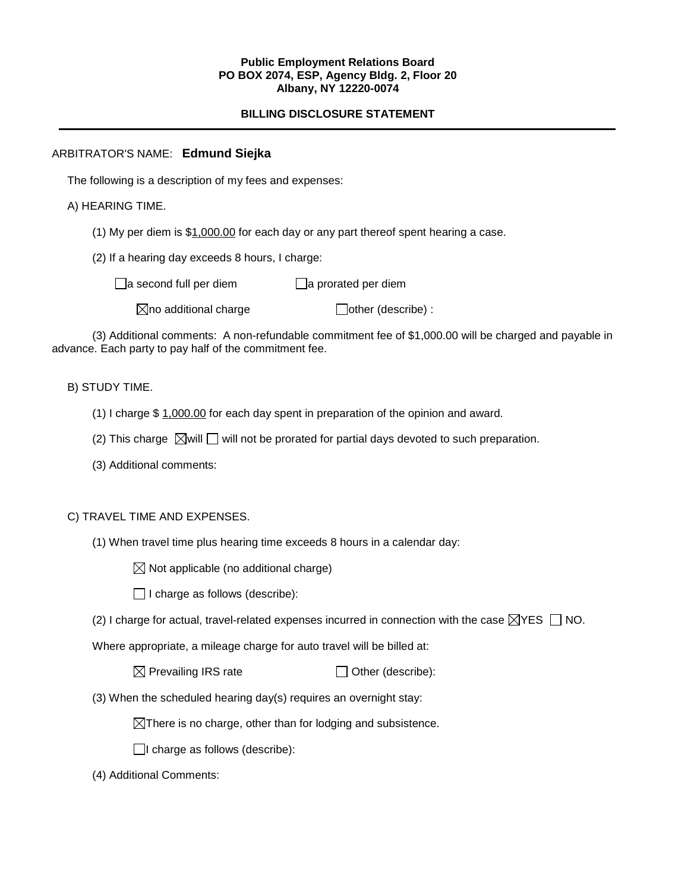**Public Employment Relations Board**
**PO BOX 2074, ESP, Agency Bldg. 2, Floor 20**
**Albany, NY 12220-0074**

**BILLING DISCLOSURE STATEMENT**

---

ARBITRATOR'S NAME: **Edmund Siejka**

The following is a description of my fees and expenses:

A) HEARING TIME.

(1) My per diem is $1,000.00 for each day or any part thereof spent hearing a case.

(2) If a hearing day exceeds 8 hours, I charge:

☐ a second full per diem ☐ a prorated per diem

☒ no additional charge ☐ other (describe) :

(3) Additional comments: A non-refundable commitment fee of $1,000.00 will be charged and payable in advance. Each party to pay half of the commitment fee.

B) STUDY TIME.

(1) I charge $ 1,000.00 for each day spent in preparation of the opinion and award.

(2) This charge ☒ will ☐ will not be prorated for partial days devoted to such preparation.

(3) Additional comments:

C) TRAVEL TIME AND EXPENSES.

(1) When travel time plus hearing time exceeds 8 hours in a calendar day:

☒ Not applicable (no additional charge)

☐ I charge as follows (describe):

(2) I charge for actual, travel-related expenses incurred in connection with the case ☒ YES ☐ NO.

Where appropriate, a mileage charge for auto travel will be billed at:

☒ Prevailing IRS rate ☐ Other (describe):

(3) When the scheduled hearing day(s) requires an overnight stay:

☒ There is no charge, other than for lodging and subsistence.

☐ I charge as follows (describe):

(4) Additional Comments: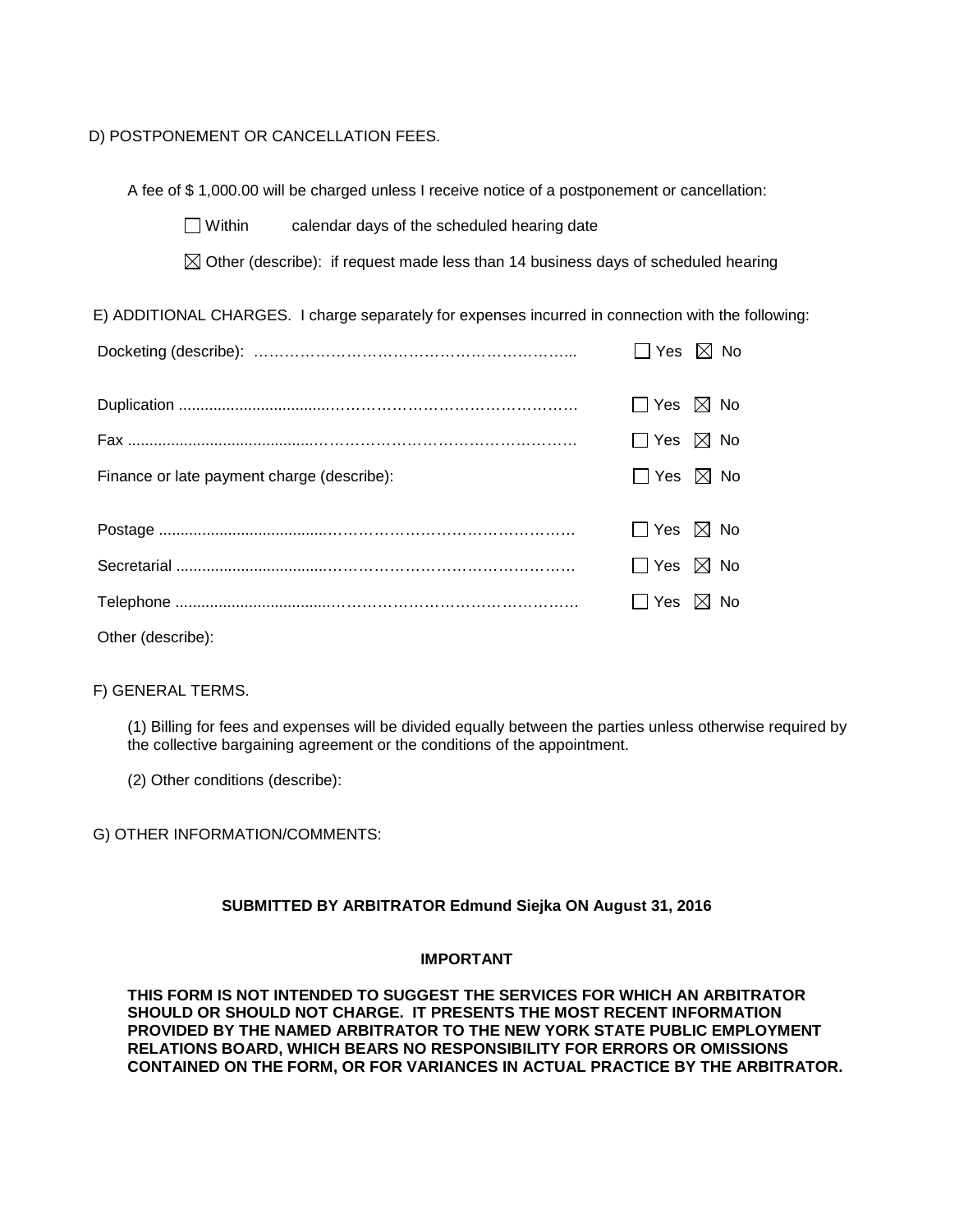D) POSTPONEMENT OR CANCELLATION FEES.

A fee of $ 1,000.00 will be charged unless I receive notice of a postponement or cancellation:

☐ Within calendar days of the scheduled hearing date

☒ Other (describe): if request made less than 14 business days of scheduled hearing

E) ADDITIONAL CHARGES. I charge separately for expenses incurred in connection with the following:

| | |
|---|---|
| Docketing (describe): …………………………………………………….. | ☐ Yes ☒ No |
| Duplication ……………………………………………………………… | ☐ Yes ☒ No |
| Fax ……………………………………………………………………… | ☐ Yes ☒ No |
| Finance or late payment charge (describe): | ☐ Yes ☒ No |
| Postage ………………………………………………………………… | ☐ Yes ☒ No |
| Secretarial ……………………………………………………………… | ☐ Yes ☒ No |
| Telephone ……………………………………………………………… | ☐ Yes ☒ No |
| Other (describe): | |

F) GENERAL TERMS.

(1) Billing for fees and expenses will be divided equally between the parties unless otherwise required by the collective bargaining agreement or the conditions of the appointment.

(2) Other conditions (describe):

G) OTHER INFORMATION/COMMENTS:

**SUBMITTED BY ARBITRATOR Edmund Siejka ON August 31, 2016**

**IMPORTANT**

**THIS FORM IS NOT INTENDED TO SUGGEST THE SERVICES FOR WHICH AN ARBITRATOR SHOULD OR SHOULD NOT CHARGE. IT PRESENTS THE MOST RECENT INFORMATION PROVIDED BY THE NAMED ARBITRATOR TO THE NEW YORK STATE PUBLIC EMPLOYMENT RELATIONS BOARD, WHICH BEARS NO RESPONSIBILITY FOR ERRORS OR OMISSIONS CONTAINED ON THE FORM, OR FOR VARIANCES IN ACTUAL PRACTICE BY THE ARBITRATOR.**